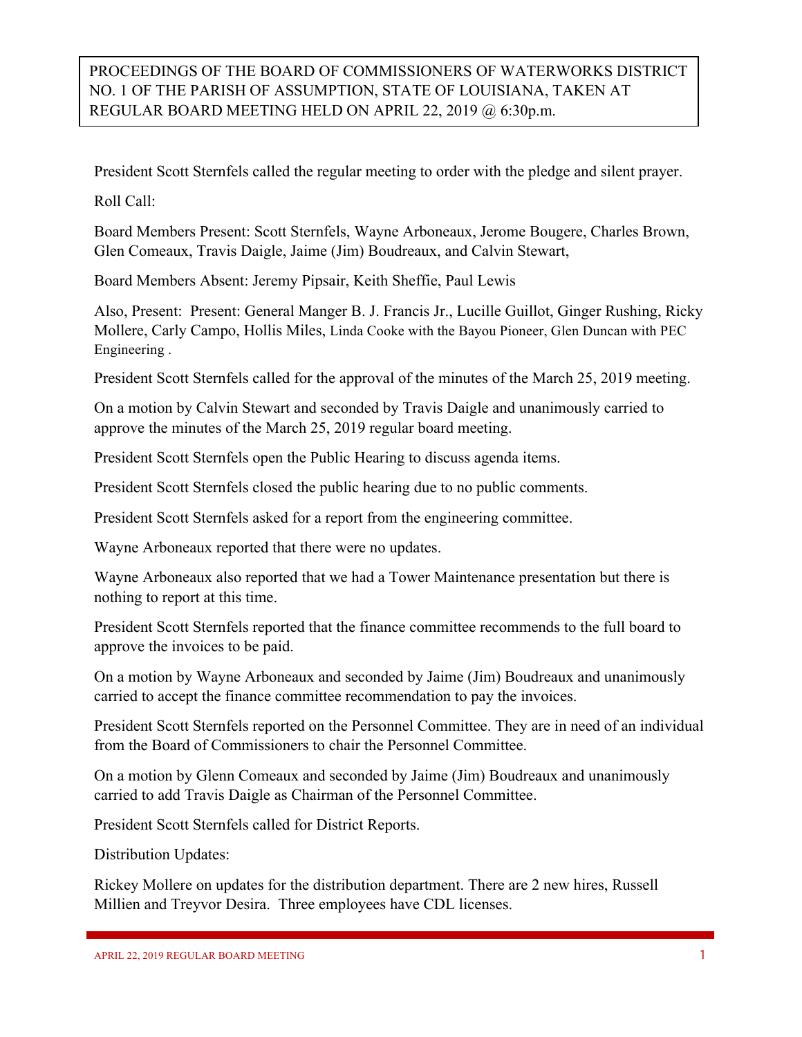PROCEEDINGS OF THE BOARD OF COMMISSIONERS OF WATERWORKS DISTRICT NO. 1 OF THE PARISH OF ASSUMPTION, STATE OF LOUISIANA, TAKEN AT REGULAR BOARD MEETING HELD ON APRIL 22, 2019 @ 6:30p.m.

President Scott Sternfels called the regular meeting to order with the pledge and silent prayer.

Roll Call:

Board Members Present: Scott Sternfels, Wayne Arboneaux, Jerome Bougere, Charles Brown, Glen Comeaux, Travis Daigle, Jaime (Jim) Boudreaux, and Calvin Stewart,

Board Members Absent: Jeremy Pipsair, Keith Sheffie, Paul Lewis

Also, Present: Present: General Manger B. J. Francis Jr., Lucille Guillot, Ginger Rushing, Ricky Mollere, Carly Campo, Hollis Miles, Linda Cooke with the Bayou Pioneer, Glen Duncan with PEC Engineering .

President Scott Sternfels called for the approval of the minutes of the March 25, 2019 meeting.

On a motion by Calvin Stewart and seconded by Travis Daigle and unanimously carried to approve the minutes of the March 25, 2019 regular board meeting.

President Scott Sternfels open the Public Hearing to discuss agenda items.

President Scott Sternfels closed the public hearing due to no public comments.

President Scott Sternfels asked for a report from the engineering committee.

Wayne Arboneaux reported that there were no updates.

Wayne Arboneaux also reported that we had a Tower Maintenance presentation but there is nothing to report at this time.

President Scott Sternfels reported that the finance committee recommends to the full board to approve the invoices to be paid.

On a motion by Wayne Arboneaux and seconded by Jaime (Jim) Boudreaux and unanimously carried to accept the finance committee recommendation to pay the invoices.

President Scott Sternfels reported on the Personnel Committee. They are in need of an individual from the Board of Commissioners to chair the Personnel Committee.

On a motion by Glenn Comeaux and seconded by Jaime (Jim) Boudreaux and unanimously carried to add Travis Daigle as Chairman of the Personnel Committee.

President Scott Sternfels called for District Reports.

Distribution Updates:

Rickey Mollere on updates for the distribution department. There are 2 new hires, Russell Millien and Treyvor Desira. Three employees have CDL licenses.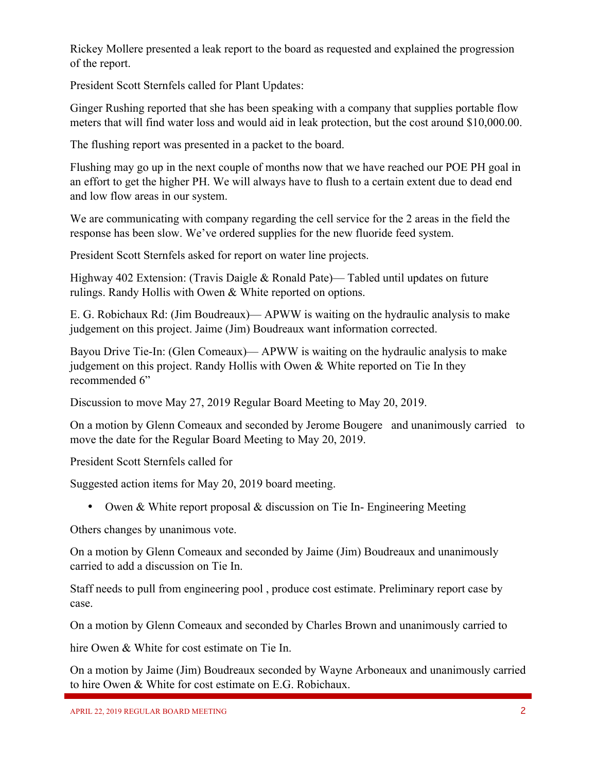Rickey Mollere presented a leak report to the board as requested and explained the progression of the report.

President Scott Sternfels called for Plant Updates:

Ginger Rushing reported that she has been speaking with a company that supplies portable flow meters that will find water loss and would aid in leak protection, but the cost around $10,000.00.

The flushing report was presented in a packet to the board.

Flushing may go up in the next couple of months now that we have reached our POE PH goal in an effort to get the higher PH. We will always have to flush to a certain extent due to dead end and low flow areas in our system.

We are communicating with company regarding the cell service for the 2 areas in the field the response has been slow. We've ordered supplies for the new fluoride feed system.

President Scott Sternfels asked for report on water line projects.

Highway 402 Extension: (Travis Daigle & Ronald Pate)— Tabled until updates on future rulings. Randy Hollis with Owen & White reported on options.

E. G. Robichaux Rd: (Jim Boudreaux)— APWW is waiting on the hydraulic analysis to make judgement on this project. Jaime (Jim) Boudreaux want information corrected.

Bayou Drive Tie-In: (Glen Comeaux)— APWW is waiting on the hydraulic analysis to make judgement on this project. Randy Hollis with Owen & White reported on Tie In they recommended 6"

Discussion to move May 27, 2019 Regular Board Meeting to May 20, 2019.

On a motion by Glenn Comeaux and seconded by Jerome Bougere and unanimously carried to move the date for the Regular Board Meeting to May 20, 2019.

President Scott Sternfels called for

Suggested action items for May 20, 2019 board meeting.

- Owen & White report proposal & discussion on Tie In- Engineering Meeting

Others changes by unanimous vote.

On a motion by Glenn Comeaux and seconded by Jaime (Jim) Boudreaux and unanimously carried to add a discussion on Tie In.

Staff needs to pull from engineering pool , produce cost estimate. Preliminary report case by case.

On a motion by Glenn Comeaux and seconded by Charles Brown and unanimously carried to

hire Owen & White for cost estimate on Tie In.

On a motion by Jaime (Jim) Boudreaux seconded by Wayne Arboneaux and unanimously carried to hire Owen & White for cost estimate on E.G. Robichaux.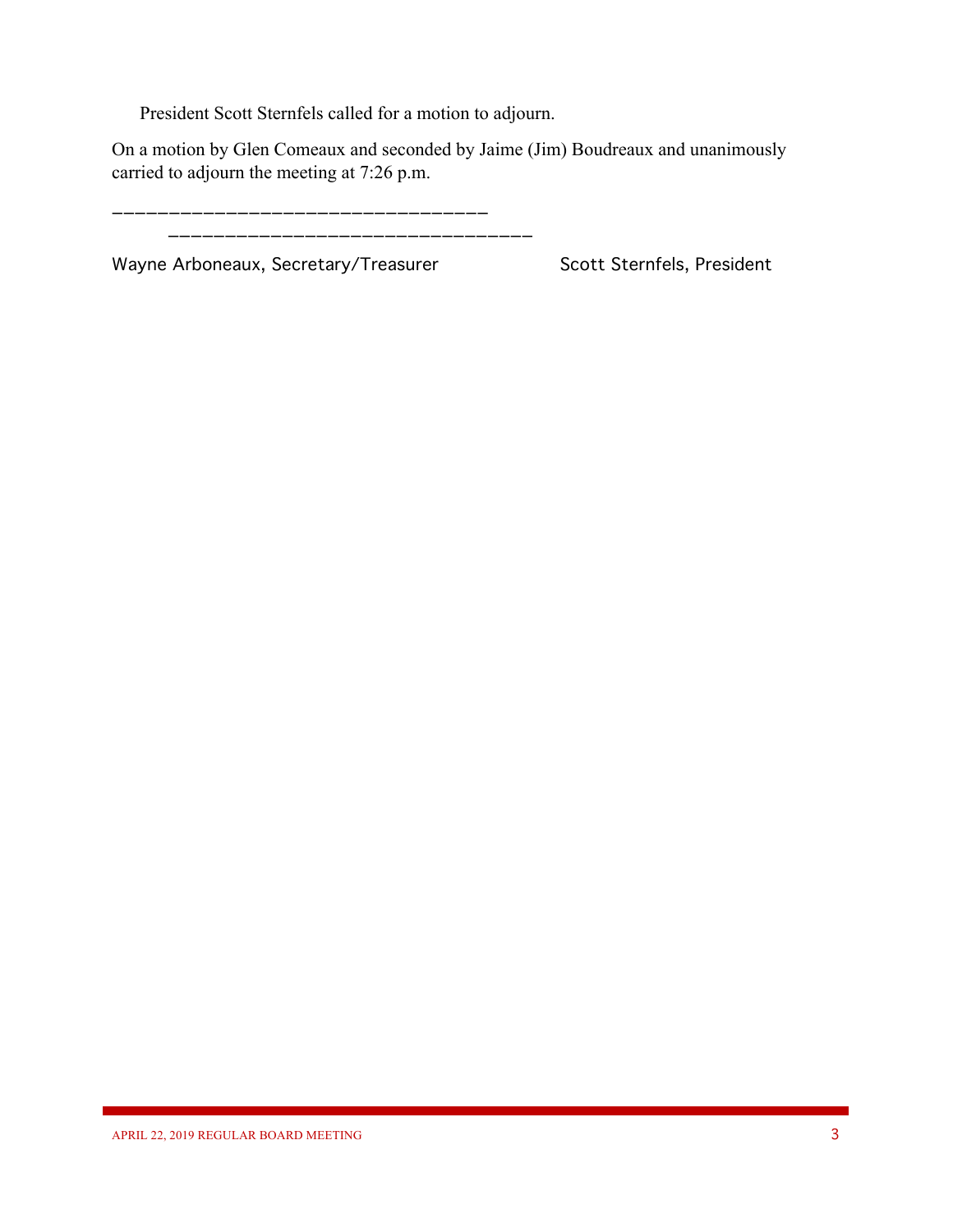President Scott Sternfels called for a motion to adjourn.

On a motion by Glen Comeaux and seconded by Jaime (Jim) Boudreaux and unanimously carried to adjourn the meeting at 7:26 p.m.

_________________________________ _________________________________

Wayne Arboneaux, Secretary/Treasurer Scott Sternfels, President